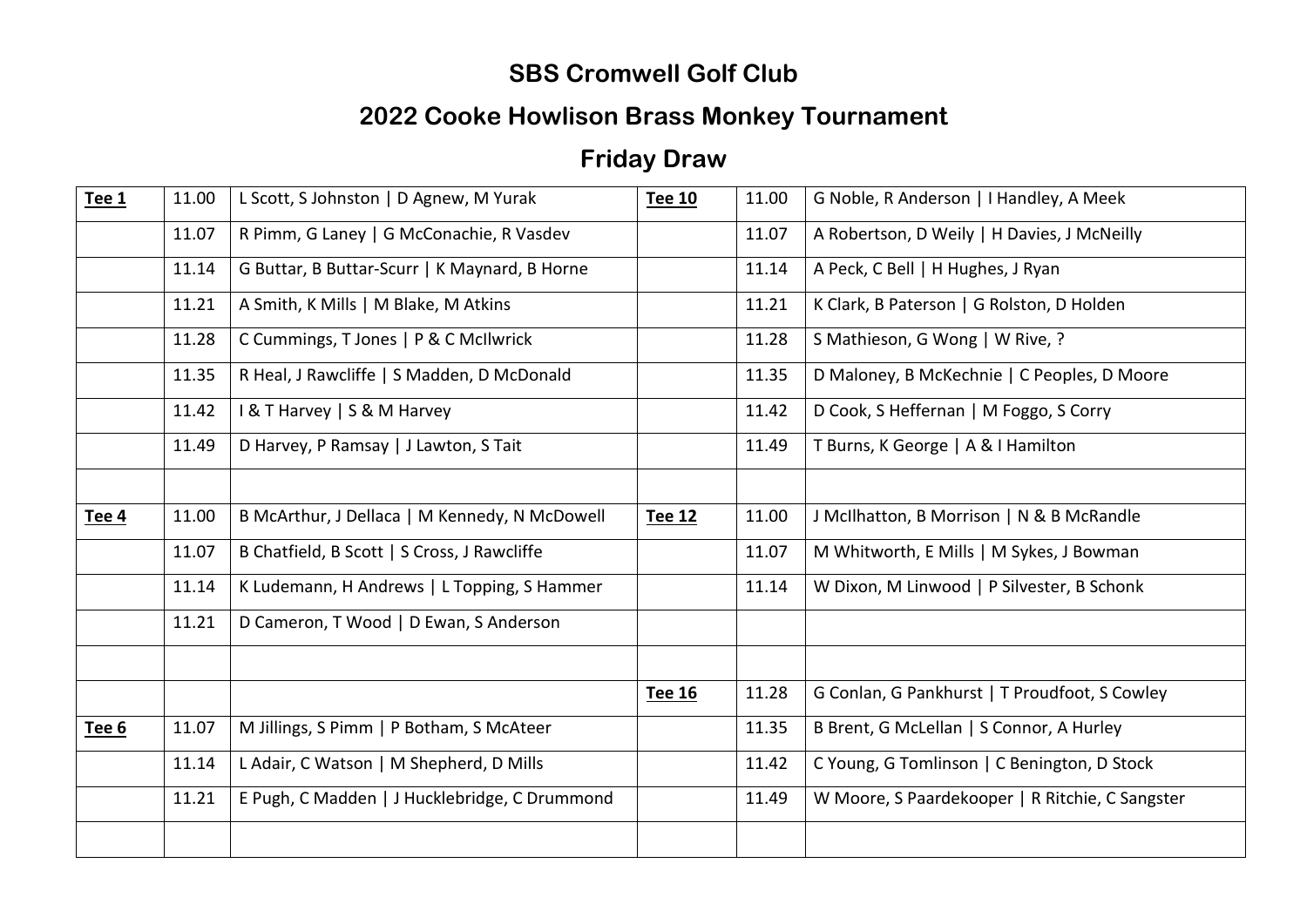# SBS Cromwell Golf Club

## 2022 Cooke Howlison Brass Monkey Tournament

## Friday Draw

| | | | | | |
|---|---|---|---|---|---|
| **Tee 1** | 11.00 | L Scott, S Johnston \| D Agnew, M Yurak | **Tee 10** | 11.00 | G Noble, R Anderson \| I Handley, A Meek |
| | 11.07 | R Pimm, G Laney \| G McConachie, R Vasdev | | 11.07 | A Robertson, D Weily \| H Davies, J McNeilly |
| | 11.14 | G Buttar, B Buttar-Scurr \| K Maynard, B Horne | | 11.14 | A Peck, C Bell \| H Hughes, J Ryan |
| | 11.21 | A Smith, K Mills \| M Blake, M Atkins | | 11.21 | K Clark, B Paterson \| G Rolston, D Holden |
| | 11.28 | C Cummings, T Jones \| P & C McIlwrick | | 11.28 | S Mathieson, G Wong \| W Rive, ? |
| | 11.35 | R Heal, J Rawcliffe \| S Madden, D McDonald | | 11.35 | D Maloney, B McKechnie \| C Peoples, D Moore |
| | 11.42 | I & T Harvey \| S & M Harvey | | 11.42 | D Cook, S Heffernan \| M Foggo, S Corry |
| | 11.49 | D Harvey, P Ramsay \| J Lawton, S Tait | | 11.49 | T Burns, K George \| A & I Hamilton |
| | | | | | |
| **Tee 4** | 11.00 | B McArthur, J Dellaca \| M Kennedy, N McDowell | **Tee 12** | 11.00 | J McIlhatton, B Morrison \| N & B McRandle |
| | 11.07 | B Chatfield, B Scott \| S Cross, J Rawcliffe | | 11.07 | M Whitworth, E Mills \| M Sykes, J Bowman |
| | 11.14 | K Ludemann, H Andrews \| L Topping, S Hammer | | 11.14 | W Dixon, M Linwood \| P Silvester, B Schonk |
| | 11.21 | D Cameron, T Wood \| D Ewan, S Anderson | | | |
| | | | | | |
| | | | **Tee 16** | 11.28 | G Conlan, G Pankhurst \| T Proudfoot, S Cowley |
| **Tee 6** | 11.07 | M Jillings, S Pimm \| P Botham, S McAteer | | 11.35 | B Brent, G McLellan \| S Connor, A Hurley |
| | 11.14 | L Adair, C Watson \| M Shepherd, D Mills | | 11.42 | C Young, G Tomlinson \| C Benington, D Stock |
| | 11.21 | E Pugh, C Madden \| J Hucklebridge, C Drummond | | 11.49 | W Moore, S Paardekooper \| R Ritchie, C Sangster |
| | | | | | |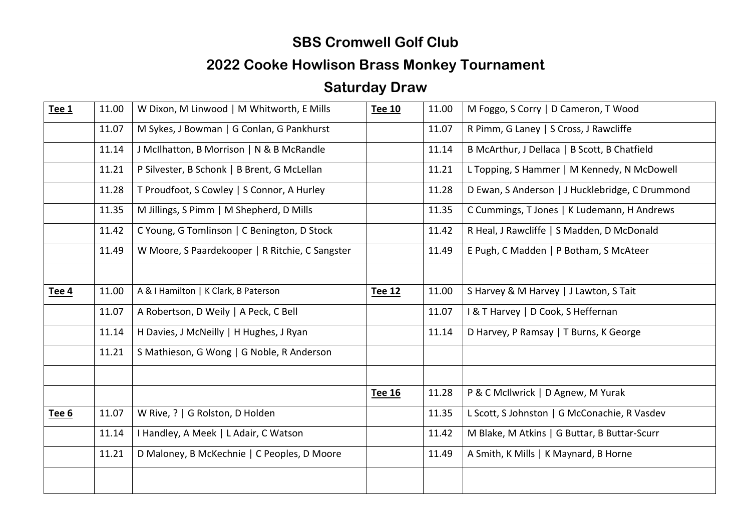# SBS Cromwell Golf Club

## 2022 Cooke Howlison Brass Monkey Tournament

## Saturday Draw

| | | | | | |
|---|---|---|---|---|---|
| **Tee 1** | 11.00 | W Dixon, M Linwood \| M Whitworth, E Mills | **Tee 10** | 11.00 | M Foggo, S Corry \| D Cameron, T Wood |
| | 11.07 | M Sykes, J Bowman \| G Conlan, G Pankhurst | | 11.07 | R Pimm, G Laney \| S Cross, J Rawcliffe |
| | 11.14 | J McIlhatton, B Morrison \| N & B McRandle | | 11.14 | B McArthur, J Dellaca \| B Scott, B Chatfield |
| | 11.21 | P Silvester, B Schonk \| B Brent, G McLellan | | 11.21 | L Topping, S Hammer \| M Kennedy, N McDowell |
| | 11.28 | T Proudfoot, S Cowley \| S Connor, A Hurley | | 11.28 | D Ewan, S Anderson \| J Hucklebridge, C Drummond |
| | 11.35 | M Jillings, S Pimm \| M Shepherd, D Mills | | 11.35 | C Cummings, T Jones \| K Ludemann, H Andrews |
| | 11.42 | C Young, G Tomlinson \| C Benington, D Stock | | 11.42 | R Heal, J Rawcliffe \| S Madden, D McDonald |
| | 11.49 | W Moore, S Paardekooper \| R Ritchie, C Sangster | | 11.49 | E Pugh, C Madden \| P Botham, S McAteer |
| | | | | | |
| **Tee 4** | 11.00 | A & I Hamilton \| K Clark, B Paterson | **Tee 12** | 11.00 | S Harvey & M Harvey \| J Lawton, S Tait |
| | 11.07 | A Robertson, D Weily \| A Peck, C Bell | | 11.07 | I & T Harvey \| D Cook, S Heffernan |
| | 11.14 | H Davies, J McNeilly \| H Hughes, J Ryan | | 11.14 | D Harvey, P Ramsay \| T Burns, K George |
| | 11.21 | S Mathieson, G Wong \| G Noble, R Anderson | | | |
| | | | | | |
| | | | **Tee 16** | 11.28 | P & C McIlwrick \| D Agnew, M Yurak |
| **Tee 6** | 11.07 | W Rive, ? \| G Rolston, D Holden | | 11.35 | L Scott, S Johnston \| G McConachie, R Vasdev |
| | 11.14 | I Handley, A Meek \| L Adair, C Watson | | 11.42 | M Blake, M Atkins \| G Buttar, B Buttar-Scurr |
| | 11.21 | D Maloney, B McKechnie \| C Peoples, D Moore | | 11.49 | A Smith, K Mills \| K Maynard, B Horne |
| | | | | | |